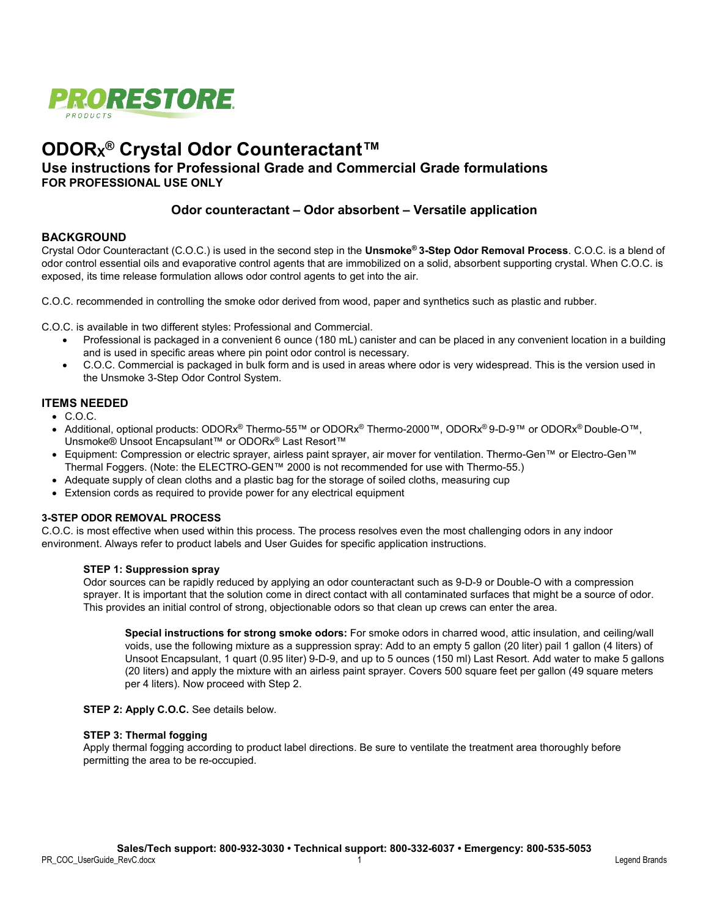PRORESTORE PRODUCTS

# ODORx® Crystal Odor Counteractant™

## Use instructions for Professional Grade and Commercial Grade formulations

**FOR PROFESSIONAL USE ONLY**

### Odor counteractant – Odor absorbent – Versatile application

## BACKGROUND

Crystal Odor Counteractant (C.O.C.) is used in the second step in the **Unsmoke® 3-Step Odor Removal Process**. C.O.C. is a blend of odor control essential oils and evaporative control agents that are immobilized on a solid, absorbent supporting crystal. When C.O.C. is exposed, its time release formulation allows odor control agents to get into the air.

C.O.C. recommended in controlling the smoke odor derived from wood, paper and synthetics such as plastic and rubber.

C.O.C. is available in two different styles: Professional and Commercial.

- Professional is packaged in a convenient 6 ounce (180 mL) canister and can be placed in any convenient location in a building and is used in specific areas where pin point odor control is necessary.
- C.O.C. Commercial is packaged in bulk form and is used in areas where odor is very widespread. This is the version used in the Unsmoke 3-Step Odor Control System.

## ITEMS NEEDED

- C.O.C.
- Additional, optional products: ODORx® Thermo-55™ or ODORx® Thermo-2000™, ODORx® 9-D-9™ or ODORx® Double-O™, Unsmoke® Unsoot Encapsulant™ or ODORx® Last Resort™
- Equipment: Compression or electric sprayer, airless paint sprayer, air mover for ventilation. Thermo-Gen™ or Electro-Gen™ Thermal Foggers. (Note: the ELECTRO-GEN™ 2000 is not recommended for use with Thermo-55.)
- Adequate supply of clean cloths and a plastic bag for the storage of soiled cloths, measuring cup
- Extension cords as required to provide power for any electrical equipment

### 3-STEP ODOR REMOVAL PROCESS

C.O.C. is most effective when used within this process. The process resolves even the most challenging odors in any indoor environment. Always refer to product labels and User Guides for specific application instructions.

**STEP 1: Suppression spray**

Odor sources can be rapidly reduced by applying an odor counteractant such as 9-D-9 or Double-O with a compression sprayer. It is important that the solution come in direct contact with all contaminated surfaces that might be a source of odor. This provides an initial control of strong, objectionable odors so that clean up crews can enter the area.

> **Special instructions for strong smoke odors:** For smoke odors in charred wood, attic insulation, and ceiling/wall voids, use the following mixture as a suppression spray: Add to an empty 5 gallon (20 liter) pail 1 gallon (4 liters) of Unsoot Encapsulant, 1 quart (0.95 liter) 9-D-9, and up to 5 ounces (150 ml) Last Resort. Add water to make 5 gallons (20 liters) and apply the mixture with an airless paint sprayer. Covers 500 square feet per gallon (49 square meters per 4 liters). Now proceed with Step 2.

**STEP 2: Apply C.O.C.** See details below.

**STEP 3: Thermal fogging**

Apply thermal fogging according to product label directions. Be sure to ventilate the treatment area thoroughly before permitting the area to be re-occupied.

**Sales/Tech support: 800-932-3030 • Technical support: 800-332-6037 • Emergency: 800-535-5053**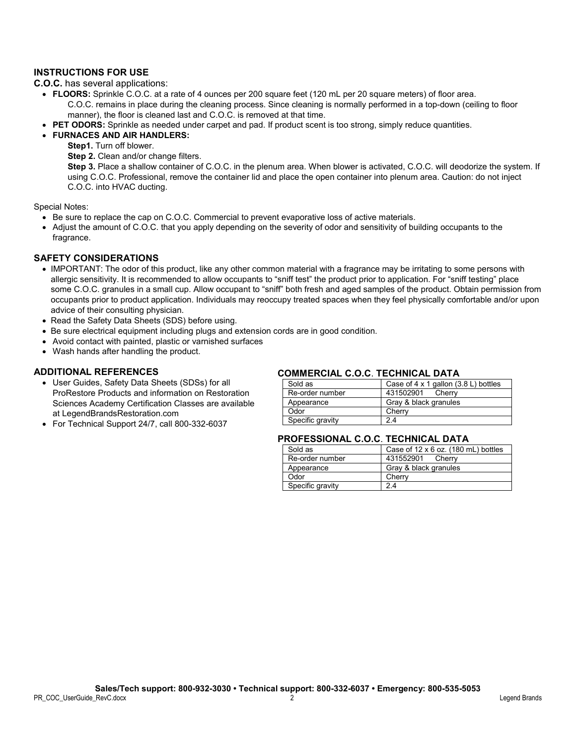## INSTRUCTIONS FOR USE

**C.O.C.** has several applications:

- **FLOORS:** Sprinkle C.O.C. at a rate of 4 ounces per 200 square feet (120 mL per 20 square meters) of floor area.
  C.O.C. remains in place during the cleaning process. Since cleaning is normally performed in a top-down (ceiling to floor manner), the floor is cleaned last and C.O.C. is removed at that time.
- **PET ODORS:** Sprinkle as needed under carpet and pad. If product scent is too strong, simply reduce quantities.
- **FURNACES AND AIR HANDLERS:**
  **Step1.** Turn off blower.
  **Step 2.** Clean and/or change filters.
  **Step 3.** Place a shallow container of C.O.C. in the plenum area. When blower is activated, C.O.C. will deodorize the system. If using C.O.C. Professional, remove the container lid and place the open container into plenum area. Caution: do not inject C.O.C. into HVAC ducting.

Special Notes:

- Be sure to replace the cap on C.O.C. Commercial to prevent evaporative loss of active materials.
- Adjust the amount of C.O.C. that you apply depending on the severity of odor and sensitivity of building occupants to the fragrance.

## SAFETY CONSIDERATIONS

- IMPORTANT: The odor of this product, like any other common material with a fragrance may be irritating to some persons with allergic sensitivity. It is recommended to allow occupants to "sniff test" the product prior to application. For "sniff testing" place some C.O.C. granules in a small cup. Allow occupant to "sniff" both fresh and aged samples of the product. Obtain permission from occupants prior to product application. Individuals may reoccupy treated spaces when they feel physically comfortable and/or upon advice of their consulting physician.
- Read the Safety Data Sheets (SDS) before using.
- Be sure electrical equipment including plugs and extension cords are in good condition.
- Avoid contact with painted, plastic or varnished surfaces
- Wash hands after handling the product.

## ADDITIONAL REFERENCES

- User Guides, Safety Data Sheets (SDSs) for all ProRestore Products and information on Restoration Sciences Academy Certification Classes are available at LegendBrandsRestoration.com
- For Technical Support 24/7, call 800-332-6037

## COMMERCIAL C.O.C. TECHNICAL DATA

| | |
|---|---|
| Sold as | Case of 4 x 1 gallon (3.8 L) bottles |
| Re-order number | 431502901 Cherry |
| Appearance | Gray & black granules |
| Odor | Cherry |
| Specific gravity | 2.4 |

## PROFESSIONAL C.O.C. TECHNICAL DATA

| | |
|---|---|
| Sold as | Case of 12 x 6 oz. (180 mL) bottles |
| Re-order number | 431552901 Cherry |
| Appearance | Gray & black granules |
| Odor | Cherry |
| Specific gravity | 2.4 |

**Sales/Tech support: 800-932-3030 • Technical support: 800-332-6037 • Emergency: 800-535-5053**